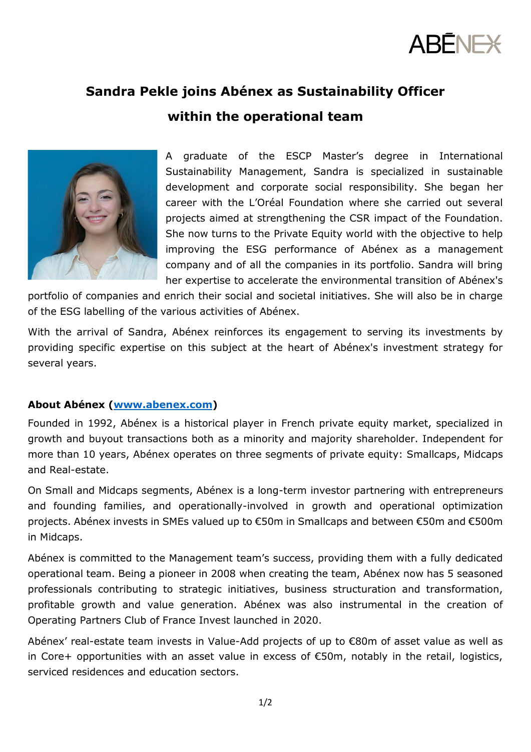# Sandra Pekle joins Abénex as Sustainability Officer within the operational team

A graduate of the ESCP Master's degree in International Sustainability Management, Sandra is specialized in sustainable development and corporate social responsibility. She began her career with the L'Oréal Foundation where she carried out several projects aimed at strengthening the CSR impact of the Foundation. She now turns to the Private Equity world with the objective to help improving the ESG performance of Abénex as a management company and of all the companies in its portfolio. Sandra will bring her expertise to accelerate the environmental transition of Abénex's portfolio of companies and enrich their social and societal initiatives. She will also be in charge of the ESG labelling of the various activities of Abénex.

With the arrival of Sandra, Abénex reinforces its engagement to serving its investments by providing specific expertise on this subject at the heart of Abénex's investment strategy for several years.

**About Abénex ([www.abenex.com](http://www.abenex.com))**

Founded in 1992, Abénex is a historical player in French private equity market, specialized in growth and buyout transactions both as a minority and majority shareholder. Independent for more than 10 years, Abénex operates on three segments of private equity: Smallcaps, Midcaps and Real-estate.

On Small and Midcaps segments, Abénex is a long-term investor partnering with entrepreneurs and founding families, and operationally-involved in growth and operational optimization projects. Abénex invests in SMEs valued up to €50m in Smallcaps and between €50m and €500m in Midcaps.

Abénex is committed to the Management team's success, providing them with a fully dedicated operational team. Being a pioneer in 2008 when creating the team, Abénex now has 5 seasoned professionals contributing to strategic initiatives, business structuration and transformation, profitable growth and value generation. Abénex was also instrumental in the creation of Operating Partners Club of France Invest launched in 2020.

Abénex' real-estate team invests in Value-Add projects of up to €80m of asset value as well as in Core+ opportunities with an asset value in excess of €50m, notably in the retail, logistics, serviced residences and education sectors.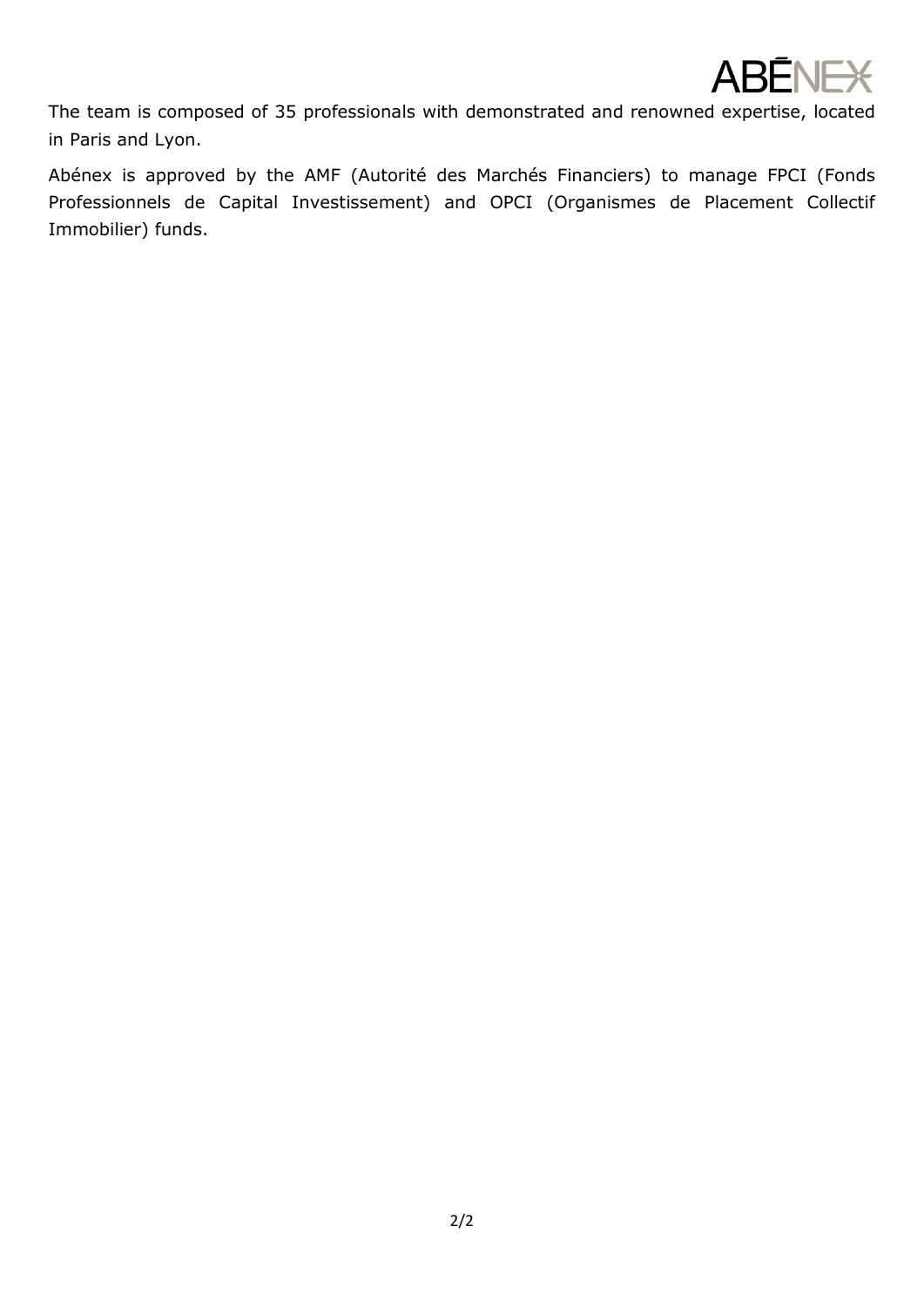The team is composed of 35 professionals with demonstrated and renowned expertise, located in Paris and Lyon.

Abénex is approved by the AMF (Autorité des Marchés Financiers) to manage FPCI (Fonds Professionnels de Capital Investissement) and OPCI (Organismes de Placement Collectif Immobilier) funds.